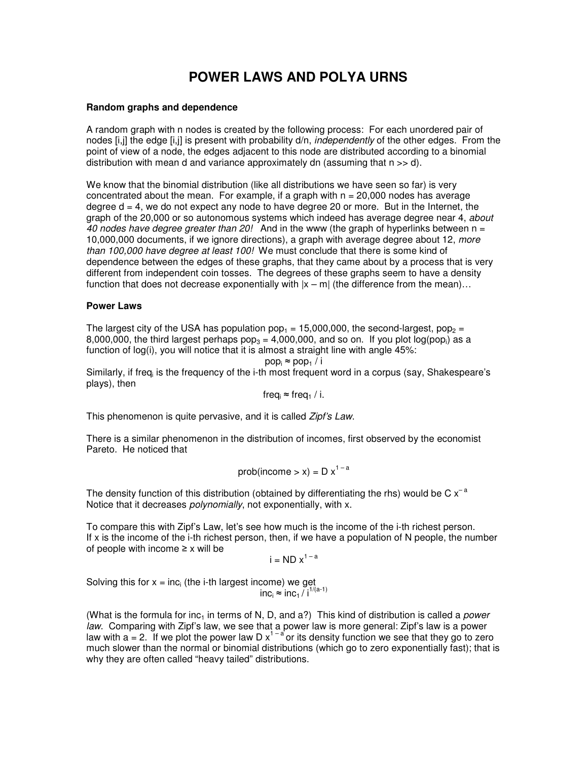# POWER LAWS AND POLYA URNS

### Random graphs and dependence

A random graph with n nodes is created by the following process: For each unordered pair of nodes [i,j] the edge [i,j] is present with probability d/n, *independently* of the other edges. From the point of view of a node, the edges adjacent to this node are distributed according to a binomial distribution with mean d and variance approximately dn (assuming that n >> d).

We know that the binomial distribution (like all distributions we have seen so far) is very concentrated about the mean. For example, if a graph with n = 20,000 nodes has average degree d = 4, we do not expect any node to have degree 20 or more. But in the Internet, the graph of the 20,000 or so autonomous systems which indeed has average degree near 4, *about 40 nodes have degree greater than 20!* And in the www (the graph of hyperlinks between n = 10,000,000 documents, if we ignore directions), a graph with average degree about 12, *more than 100,000 have degree at least 100!* We must conclude that there is some kind of dependence between the edges of these graphs, that they came about by a process that is very different from independent coin tosses. The degrees of these graphs seem to have a density function that does not decrease exponentially with |x – m| (the difference from the mean)…

### Power Laws

The largest city of the USA has population $pop_1$ = 15,000,000, the second-largest, $pop_2$ = 8,000,000, the third largest perhaps $pop_3$ = 4,000,000, and so on. If you plot $\log(pop_i)$ as a function of log(i), you will notice that it is almost a straight line with angle 45%:

$$pop_i \approx pop_1 / i$$

Similarly, if $freq_i$ is the frequency of the i-th most frequent word in a corpus (say, Shakespeare's plays), then

$$freq_i \approx freq_1 / i.$$

This phenomenon is quite pervasive, and it is called *Zipf's Law*.

There is a similar phenomenon in the distribution of incomes, first observed by the economist Pareto. He noticed that

$$\text{prob(income} > x) = D\, x^{1-a}$$

The density function of this distribution (obtained by differentiating the rhs) would be $C\, x^{-a}$ Notice that it decreases *polynomially*, not exponentially, with x.

To compare this with Zipf's Law, let's see how much is the income of the i-th richest person. If x is the income of the i-th richest person, then, if we have a population of N people, the number of people with income ≥ x will be

$$i = ND\, x^{1-a}$$

Solving this for $x = inc_i$ (the i-th largest income) we get

$$inc_i \approx inc_1 / i^{1/(a-1)}$$

(What is the formula for $inc_1$ in terms of N, D, and a?) This kind of distribution is called a *power law*. Comparing with Zipf's law, we see that a power law is more general: Zipf's law is a power law with a = 2. If we plot the power law $D\, x^{1-a}$ or its density function we see that they go to zero much slower than the normal or binomial distributions (which go to zero exponentially fast); that is why they are often called "heavy tailed" distributions.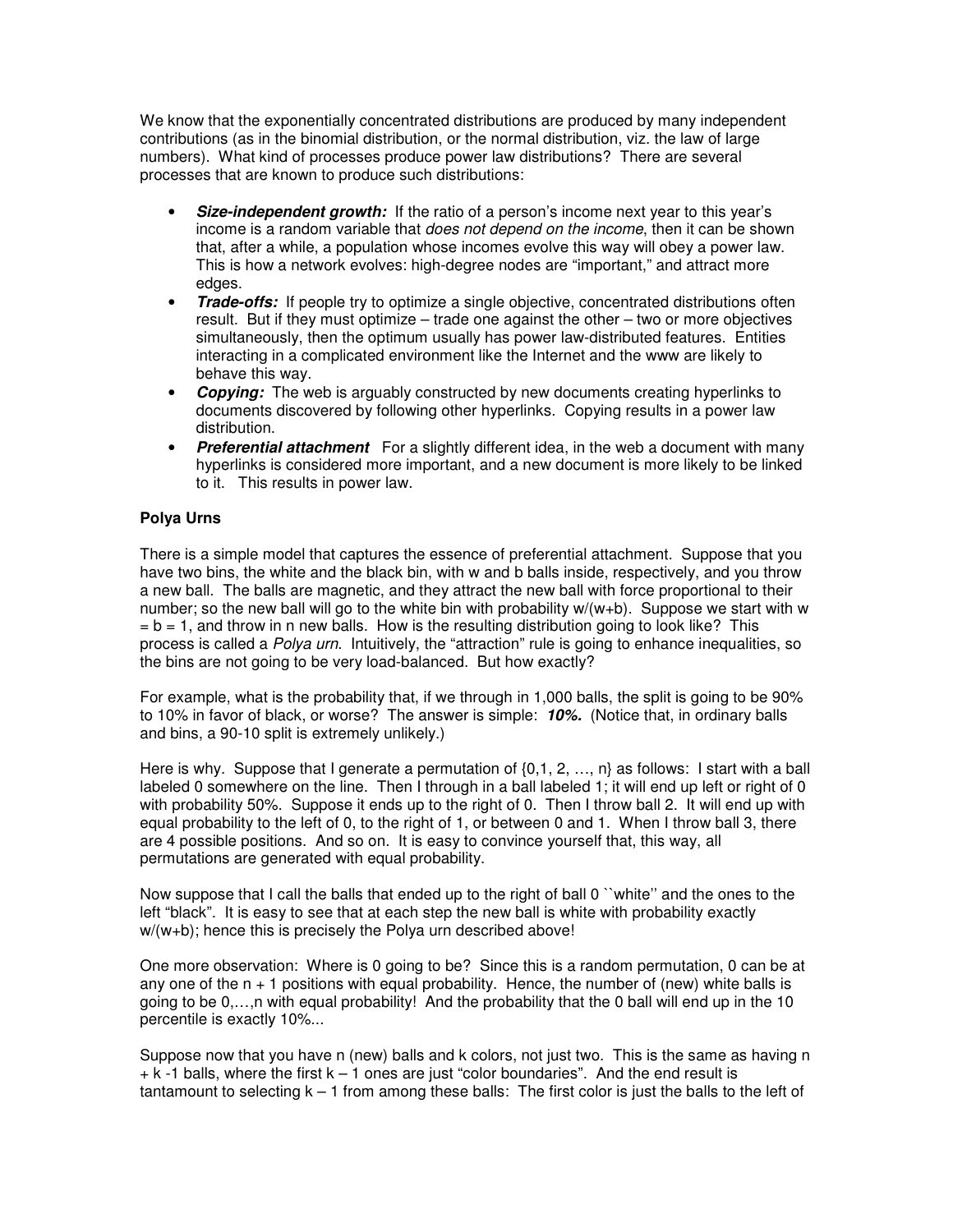We know that the exponentially concentrated distributions are produced by many independent contributions (as in the binomial distribution, or the normal distribution, viz. the law of large numbers). What kind of processes produce power law distributions? There are several processes that are known to produce such distributions:

- ***Size-independent growth:*** If the ratio of a person's income next year to this year's income is a random variable that *does not depend on the income*, then it can be shown that, after a while, a population whose incomes evolve this way will obey a power law. This is how a network evolves: high-degree nodes are "important," and attract more edges.
- ***Trade-offs:*** If people try to optimize a single objective, concentrated distributions often result. But if they must optimize – trade one against the other – two or more objectives simultaneously, then the optimum usually has power law-distributed features. Entities interacting in a complicated environment like the Internet and the www are likely to behave this way.
- ***Copying:*** The web is arguably constructed by new documents creating hyperlinks to documents discovered by following other hyperlinks. Copying results in a power law distribution.
- ***Preferential attachment*** For a slightly different idea, in the web a document with many hyperlinks is considered more important, and a new document is more likely to be linked to it. This results in power law.

**Polya Urns**

There is a simple model that captures the essence of preferential attachment. Suppose that you have two bins, the white and the black bin, with w and b balls inside, respectively, and you throw a new ball. The balls are magnetic, and they attract the new ball with force proportional to their number; so the new ball will go to the white bin with probability $w/(w+b)$. Suppose we start with $w = b = 1$, and throw in n new balls. How is the resulting distribution going to look like? This process is called a *Polya urn*. Intuitively, the "attraction" rule is going to enhance inequalities, so the bins are not going to be very load-balanced. But how exactly?

For example, what is the probability that, if we through in 1,000 balls, the split is going to be 90% to 10% in favor of black, or worse? The answer is simple: ***10%.*** (Notice that, in ordinary balls and bins, a 90-10 split is extremely unlikely.)

Here is why. Suppose that I generate a permutation of $\{0,1, 2, \ldots, n\}$ as follows: I start with a ball labeled 0 somewhere on the line. Then I through in a ball labeled 1; it will end up left or right of 0 with probability 50%. Suppose it ends up to the right of 0. Then I throw ball 2. It will end up with equal probability to the left of 0, to the right of 1, or between 0 and 1. When I throw ball 3, there are 4 possible positions. And so on. It is easy to convince yourself that, this way, all permutations are generated with equal probability.

Now suppose that I call the balls that ended up to the right of ball 0 ``white'' and the ones to the left "black". It is easy to see that at each step the new ball is white with probability exactly $w/(w+b)$; hence this is precisely the Polya urn described above!

One more observation: Where is 0 going to be? Since this is a random permutation, 0 can be at any one of the $n + 1$ positions with equal probability. Hence, the number of (new) white balls is going to be $0,\ldots,n$ with equal probability! And the probability that the 0 ball will end up in the 10 percentile is exactly 10%...

Suppose now that you have n (new) balls and k colors, not just two. This is the same as having $n + k - 1$ balls, where the first $k - 1$ ones are just "color boundaries". And the end result is tantamount to selecting $k - 1$ from among these balls: The first color is just the balls to the left of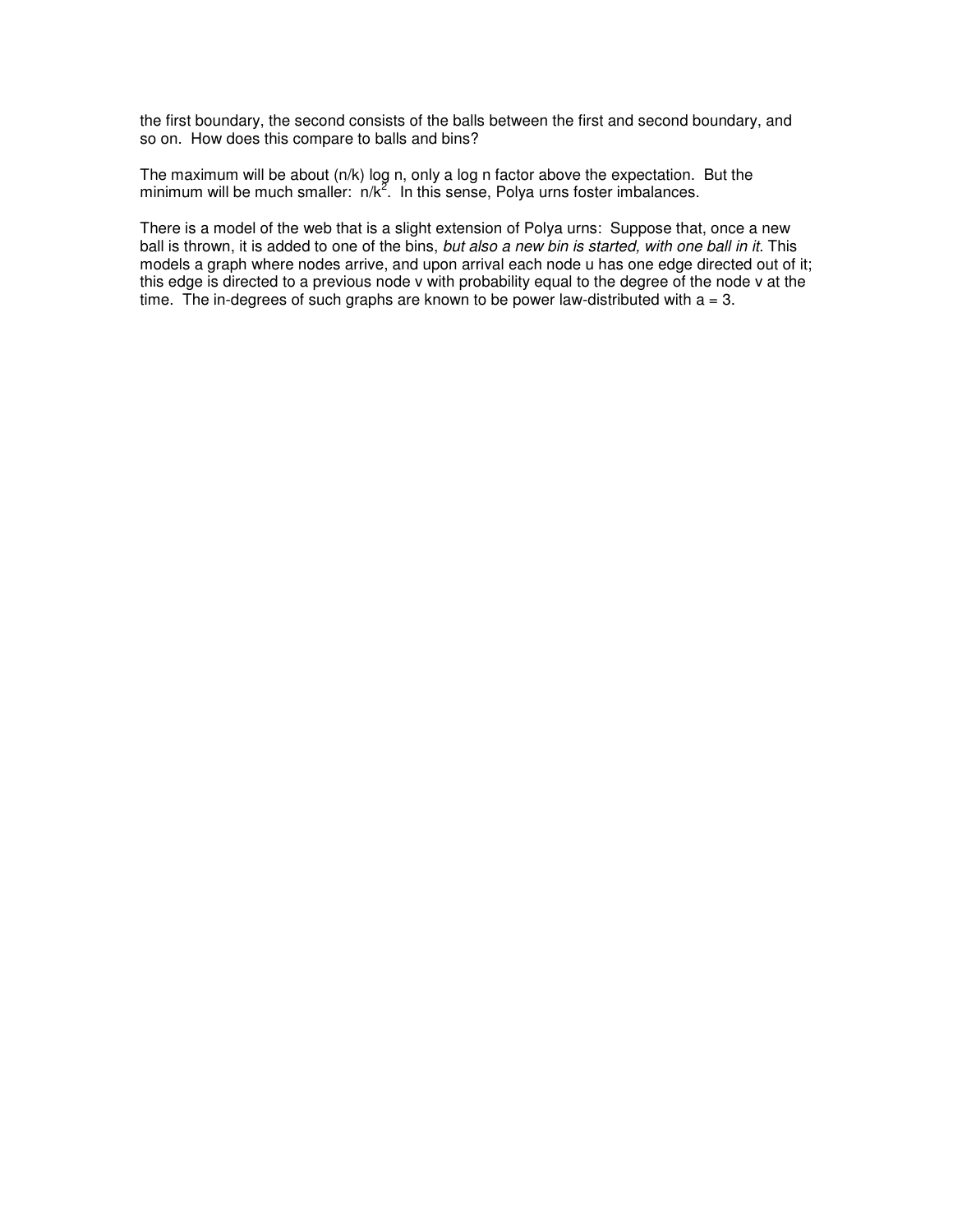the first boundary, the second consists of the balls between the first and second boundary, and so on. How does this compare to balls and bins?

The maximum will be about $(n/k) \log n$, only a $\log n$ factor above the expectation. But the minimum will be much smaller: $n/k^2$. In this sense, Polya urns foster imbalances.

There is a model of the web that is a slight extension of Polya urns: Suppose that, once a new ball is thrown, it is added to one of the bins, *but also a new bin is started, with one ball in it.* This models a graph where nodes arrive, and upon arrival each node u has one edge directed out of it; this edge is directed to a previous node v with probability equal to the degree of the node v at the time. The in-degrees of such graphs are known to be power law-distributed with $a = 3$.